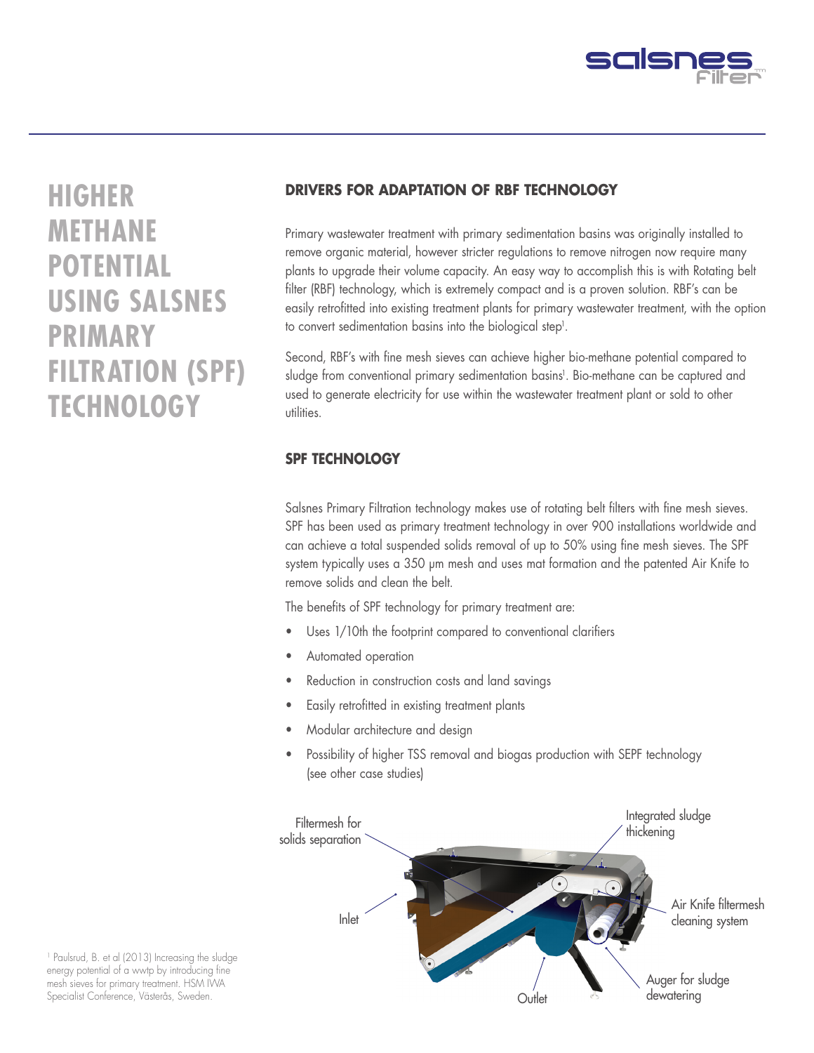# HIGHER METHANE POTENTIAL USING SALSNES PRIMARY FILTRATION (SPF) TECHNOLOGY

## DRIVERS FOR ADAPTATION OF RBF TECHNOLOGY

Primary wastewater treatment with primary sedimentation basins was originally installed to remove organic material, however stricter regulations to remove nitrogen now require many plants to upgrade their volume capacity. An easy way to accomplish this is with Rotating belt filter (RBF) technology, which is extremely compact and is a proven solution. RBF's can be easily retrofitted into existing treatment plants for primary wastewater treatment, with the option to convert sedimentation basins into the biological step[1].

Second, RBF's with fine mesh sieves can achieve higher bio-methane potential compared to sludge from conventional primary sedimentation basins[1]. Bio-methane can be captured and used to generate electricity for use within the wastewater treatment plant or sold to other utilities.

## SPF TECHNOLOGY

Salsnes Primary Filtration technology makes use of rotating belt filters with fine mesh sieves. SPF has been used as primary treatment technology in over 900 installations worldwide and can achieve a total suspended solids removal of up to 50% using fine mesh sieves. The SPF system typically uses a 350 μm mesh and uses mat formation and the patented Air Knife to remove solids and clean the belt.

The benefits of SPF technology for primary treatment are:

- Uses 1/10th the footprint compared to conventional clarifiers
- Automated operation
- Reduction in construction costs and land savings
- Easily retrofitted in existing treatment plants
- Modular architecture and design
- Possibility of higher TSS removal and biogas production with SEPF technology (see other case studies)

Filtermesh for solids separation

Inlet

Outlet

Integrated sludge thickening

Air Knife filtermesh cleaning system

Auger for sludge dewatering

[1] Paulsrud, B. et al (2013) Increasing the sludge energy potential of a wwtp by introducing fine mesh sieves for primary treatment. HSM IWA Specialist Conference, Västerås, Sweden.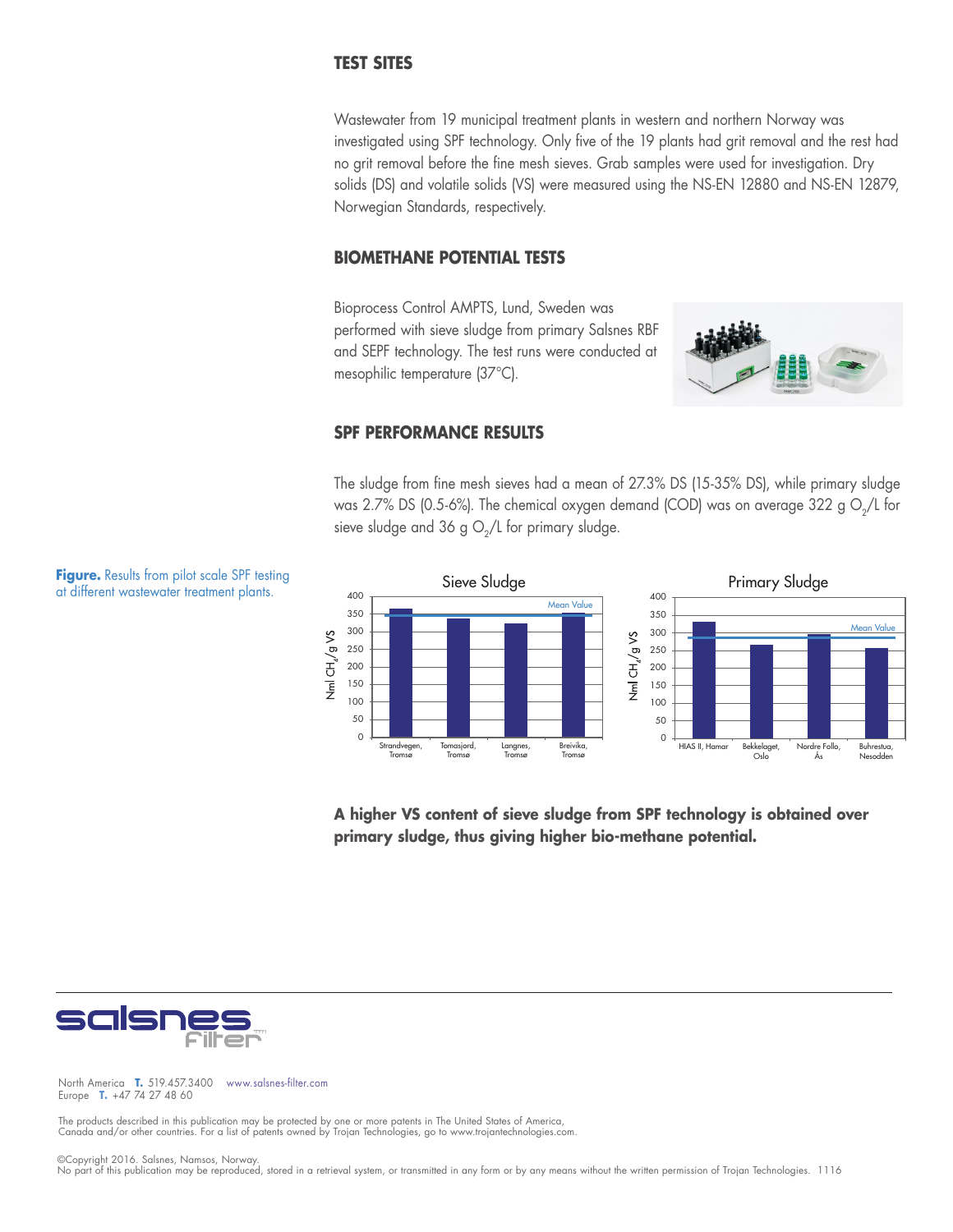## TEST SITES

Wastewater from 19 municipal treatment plants in western and northern Norway was investigated using SPF technology. Only five of the 19 plants had grit removal and the rest had no grit removal before the fine mesh sieves. Grab samples were used for investigation. Dry solids (DS) and volatile solids (VS) were measured using the NS-EN 12880 and NS-EN 12879, Norwegian Standards, respectively.

## BIOMETHANE POTENTIAL TESTS

Bioprocess Control AMPTS, Lund, Sweden was performed with sieve sludge from primary Salsnes RBF and SEPF technology. The test runs were conducted at mesophilic temperature (37°C).

## SPF PERFORMANCE RESULTS

The sludge from fine mesh sieves had a mean of 27.3% DS (15-35% DS), while primary sludge was 2.7% DS (0.5-6%). The chemical oxygen demand (COD) was on average 322 g $O_2$/L for sieve sludge and 36 g $O_2$/L for primary sludge.

**Figure.** Results from pilot scale SPF testing at different wastewater treatment plants.

Sieve Sludge

Nml $CH_4$/g VS

0, 50, 100, 150, 200, 250, 300, 350, 400

Mean Value

Strandvegen, Tromsø

Tomasjord, Tromsø

Langnes, Tromsø

Breivika, Tromsø

Primary Sludge

Nml $CH_4$/g VS

0, 50, 100, 150, 200, 250, 300, 350, 400

Mean Value

HIAS II, Hamar

Bekkelaget, Oslo

Nordre Follo, Ås

Buhrestua, Nesodden

**A higher VS content of sieve sludge from SPF technology is obtained over primary sludge, thus giving higher bio-methane potential.**

North America **T.** 519.457.3400 www.salsnes-filter.com
Europe **T.** +47 74 27 48 60

The products described in this publication may be protected by one or more patents in The United States of America, Canada and/or other countries. For a list of patents owned by Trojan Technologies, go to www.trojantechnologies.com.

©Copyright 2016. Salsnes, Namsos, Norway.
No part of this publication may be reproduced, stored in a retrieval system, or transmitted in any form or by any means without the written permission of Trojan Technologies. 1116